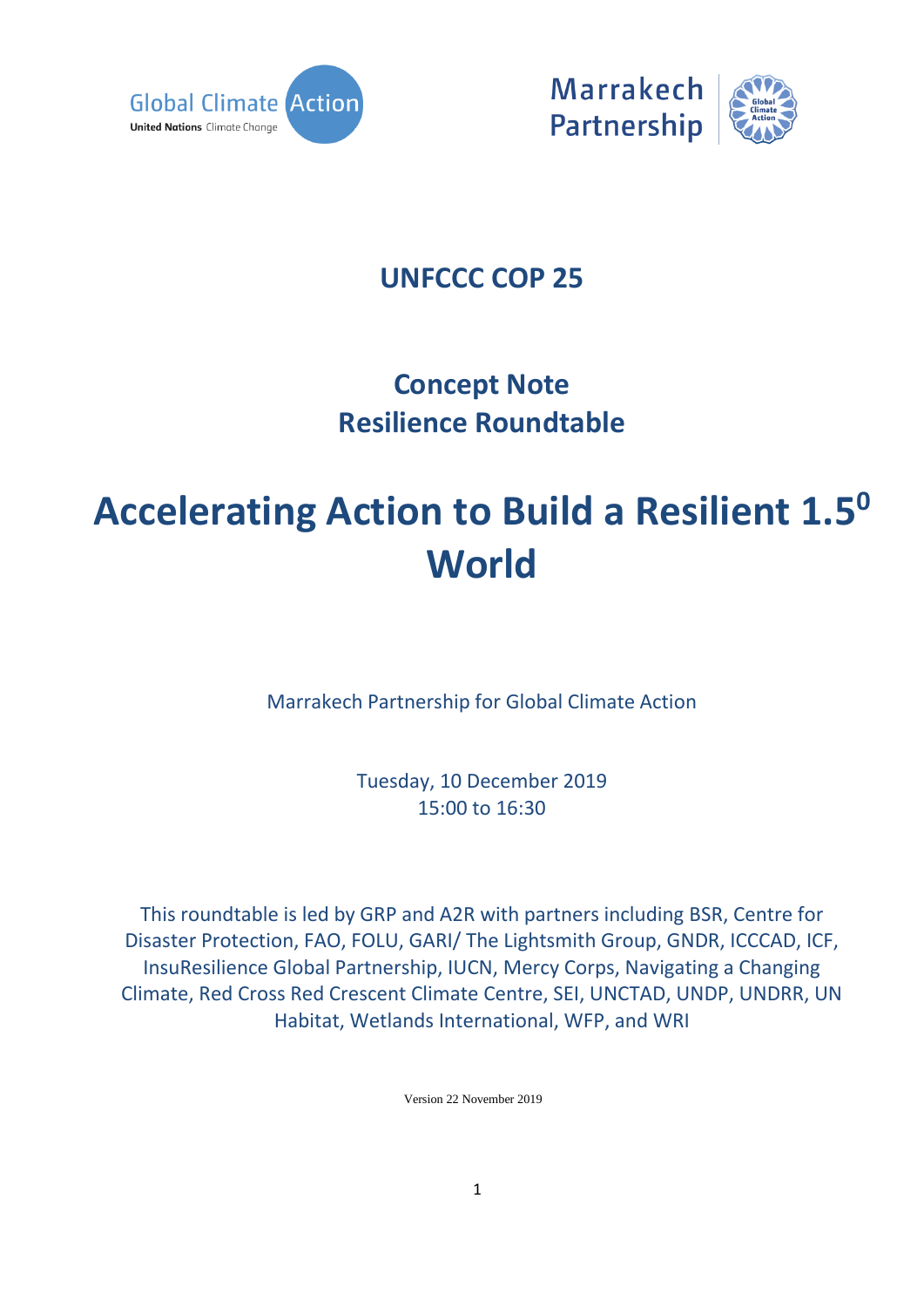Global Climate Action
United Nations Climate Change

Marrakech Partnership

# UNFCCC COP 25

## Concept Note
## Resilience Roundtable

# Accelerating Action to Build a Resilient $1.5^0$ World

Marrakech Partnership for Global Climate Action

Tuesday, 10 December 2019
15:00 to 16:30

This roundtable is led by GRP and A2R with partners including BSR, Centre for Disaster Protection, FAO, FOLU, GARI/ The Lightsmith Group, GNDR, ICCCAD, ICF, InsuResilience Global Partnership, IUCN, Mercy Corps, Navigating a Changing Climate, Red Cross Red Crescent Climate Centre, SEI, UNCTAD, UNDP, UNDRR, UN Habitat, Wetlands International, WFP, and WRI

Version 22 November 2019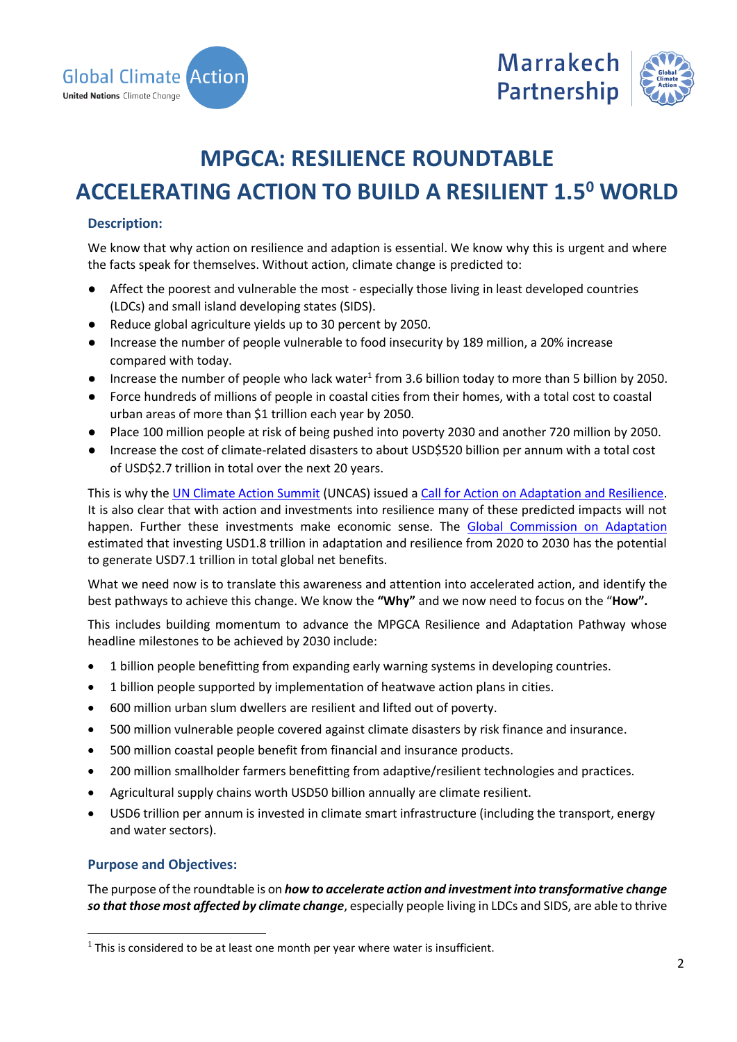# MPGCA: RESILIENCE ROUNDTABLE

# ACCELERATING ACTION TO BUILD A RESILIENT 1.5⁰ WORLD

### Description:

We know that why action on resilience and adaption is essential. We know why this is urgent and where the facts speak for themselves. Without action, climate change is predicted to:

- Affect the poorest and vulnerable the most - especially those living in least developed countries (LDCs) and small island developing states (SIDS).
- Reduce global agriculture yields up to 30 percent by 2050.
- Increase the number of people vulnerable to food insecurity by 189 million, a 20% increase compared with today.
- Increase the number of people who lack water[1] from 3.6 billion today to more than 5 billion by 2050.
- Force hundreds of millions of people in coastal cities from their homes, with a total cost to coastal urban areas of more than $1 trillion each year by 2050.
- Place 100 million people at risk of being pushed into poverty 2030 and another 720 million by 2050.
- Increase the cost of climate-related disasters to about USD$520 billion per annum with a total cost of USD$2.7 trillion in total over the next 20 years.

This is why the UN Climate Action Summit (UNCAS) issued a Call for Action on Adaptation and Resilience. It is also clear that with action and investments into resilience many of these predicted impacts will not happen. Further these investments make economic sense. The Global Commission on Adaptation estimated that investing USD1.8 trillion in adaptation and resilience from 2020 to 2030 has the potential to generate USD7.1 trillion in total global net benefits.

What we need now is to translate this awareness and attention into accelerated action, and identify the best pathways to achieve this change. We know the **"Why"** and we now need to focus on the "**How".**

This includes building momentum to advance the MPGCA Resilience and Adaptation Pathway whose headline milestones to be achieved by 2030 include:

- 1 billion people benefitting from expanding early warning systems in developing countries.
- 1 billion people supported by implementation of heatwave action plans in cities.
- 600 million urban slum dwellers are resilient and lifted out of poverty.
- 500 million vulnerable people covered against climate disasters by risk finance and insurance.
- 500 million coastal people benefit from financial and insurance products.
- 200 million smallholder farmers benefitting from adaptive/resilient technologies and practices.
- Agricultural supply chains worth USD50 billion annually are climate resilient.
- USD6 trillion per annum is invested in climate smart infrastructure (including the transport, energy and water sectors).

### Purpose and Objectives:

The purpose of the roundtable is on ***how to accelerate action and investment into transformative change so that those most affected by climate change***, especially people living in LDCs and SIDS, are able to thrive

[1] This is considered to be at least one month per year where water is insufficient.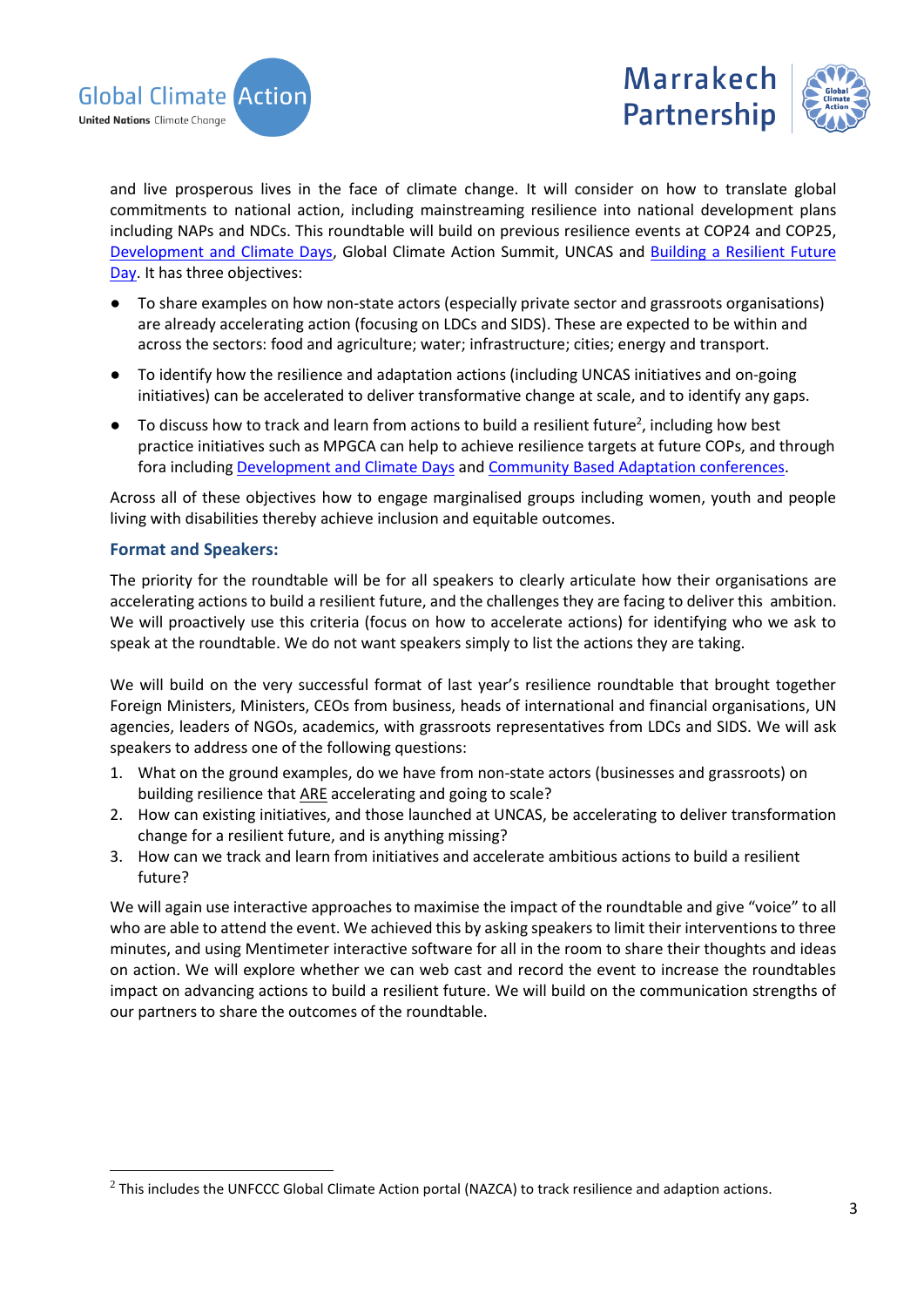and live prosperous lives in the face of climate change. It will consider on how to translate global commitments to national action, including mainstreaming resilience into national development plans including NAPs and NDCs. This roundtable will build on previous resilience events at COP24 and COP25, Development and Climate Days, Global Climate Action Summit, UNCAS and Building a Resilient Future Day. It has three objectives:

- To share examples on how non-state actors (especially private sector and grassroots organisations) are already accelerating action (focusing on LDCs and SIDS). These are expected to be within and across the sectors: food and agriculture; water; infrastructure; cities; energy and transport.
- To identify how the resilience and adaptation actions (including UNCAS initiatives and on-going initiatives) can be accelerated to deliver transformative change at scale, and to identify any gaps.
- To discuss how to track and learn from actions to build a resilient future[2], including how best practice initiatives such as MPGCA can help to achieve resilience targets at future COPs, and through fora including Development and Climate Days and Community Based Adaptation conferences.

Across all of these objectives how to engage marginalised groups including women, youth and people living with disabilities thereby achieve inclusion and equitable outcomes.

### Format and Speakers:

The priority for the roundtable will be for all speakers to clearly articulate how their organisations are accelerating actions to build a resilient future, and the challenges they are facing to deliver this ambition. We will proactively use this criteria (focus on how to accelerate actions) for identifying who we ask to speak at the roundtable. We do not want speakers simply to list the actions they are taking.

We will build on the very successful format of last year's resilience roundtable that brought together Foreign Ministers, Ministers, CEOs from business, heads of international and financial organisations, UN agencies, leaders of NGOs, academics, with grassroots representatives from LDCs and SIDS. We will ask speakers to address one of the following questions:

1. What on the ground examples, do we have from non-state actors (businesses and grassroots) on building resilience that ARE accelerating and going to scale?
2. How can existing initiatives, and those launched at UNCAS, be accelerating to deliver transformation change for a resilient future, and is anything missing?
3. How can we track and learn from initiatives and accelerate ambitious actions to build a resilient future?

We will again use interactive approaches to maximise the impact of the roundtable and give "voice" to all who are able to attend the event. We achieved this by asking speakers to limit their interventions to three minutes, and using Mentimeter interactive software for all in the room to share their thoughts and ideas on action. We will explore whether we can web cast and record the event to increase the roundtables impact on advancing actions to build a resilient future. We will build on the communication strengths of our partners to share the outcomes of the roundtable.

[2] This includes the UNFCCC Global Climate Action portal (NAZCA) to track resilience and adaption actions.